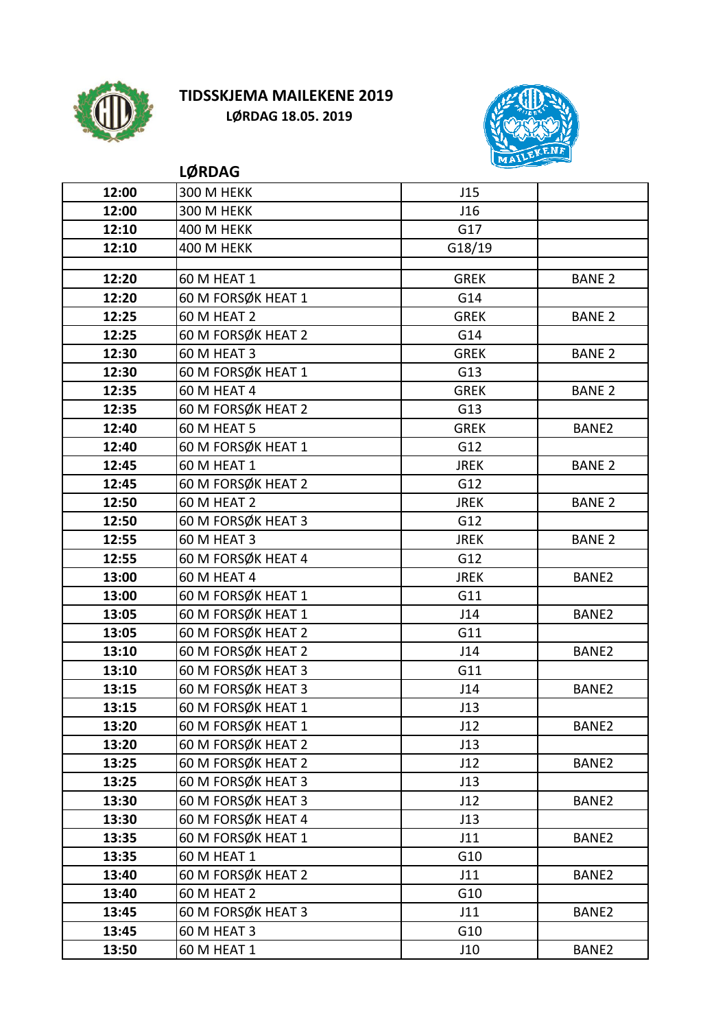# TIDSSKJEMA MAILEKENE 2019

**LØRDAG 18.05. 2019**

## LØRDAG

| | | | |
|---|---|---|---|
| **12:00** | 300 M HEKK | J15 | |
| **12:00** | 300 M HEKK | J16 | |
| **12:10** | 400 M HEKK | G17 | |
| **12:10** | 400 M HEKK | G18/19 | |
| | | | |
| **12:20** | 60 M HEAT 1 | GREK | BANE 2 |
| **12:20** | 60 M FORSØK HEAT 1 | G14 | |
| **12:25** | 60 M HEAT 2 | GREK | BANE 2 |
| **12:25** | 60 M FORSØK HEAT 2 | G14 | |
| **12:30** | 60 M HEAT 3 | GREK | BANE 2 |
| **12:30** | 60 M FORSØK HEAT 1 | G13 | |
| **12:35** | 60 M HEAT 4 | GREK | BANE 2 |
| **12:35** | 60 M FORSØK HEAT 2 | G13 | |
| **12:40** | 60 M HEAT 5 | GREK | BANE2 |
| **12:40** | 60 M FORSØK HEAT 1 | G12 | |
| **12:45** | 60 M HEAT 1 | JREK | BANE 2 |
| **12:45** | 60 M FORSØK HEAT 2 | G12 | |
| **12:50** | 60 M HEAT 2 | JREK | BANE 2 |
| **12:50** | 60 M FORSØK HEAT 3 | G12 | |
| **12:55** | 60 M HEAT 3 | JREK | BANE 2 |
| **12:55** | 60 M FORSØK HEAT 4 | G12 | |
| **13:00** | 60 M HEAT 4 | JREK | BANE2 |
| **13:00** | 60 M FORSØK HEAT 1 | G11 | |
| **13:05** | 60 M FORSØK HEAT 1 | J14 | BANE2 |
| **13:05** | 60 M FORSØK HEAT 2 | G11 | |
| **13:10** | 60 M FORSØK HEAT 2 | J14 | BANE2 |
| **13:10** | 60 M FORSØK HEAT 3 | G11 | |
| **13:15** | 60 M FORSØK HEAT 3 | J14 | BANE2 |
| **13:15** | 60 M FORSØK HEAT 1 | J13 | |
| **13:20** | 60 M FORSØK HEAT 1 | J12 | BANE2 |
| **13:20** | 60 M FORSØK HEAT 2 | J13 | |
| **13:25** | 60 M FORSØK HEAT 2 | J12 | BANE2 |
| **13:25** | 60 M FORSØK HEAT 3 | J13 | |
| **13:30** | 60 M FORSØK HEAT 3 | J12 | BANE2 |
| **13:30** | 60 M FORSØK HEAT 4 | J13 | |
| **13:35** | 60 M FORSØK HEAT 1 | J11 | BANE2 |
| **13:35** | 60 M HEAT 1 | G10 | |
| **13:40** | 60 M FORSØK HEAT 2 | J11 | BANE2 |
| **13:40** | 60 M HEAT 2 | G10 | |
| **13:45** | 60 M FORSØK HEAT 3 | J11 | BANE2 |
| **13:45** | 60 M HEAT 3 | G10 | |
| **13:50** | 60 M HEAT 1 | J10 | BANE2 |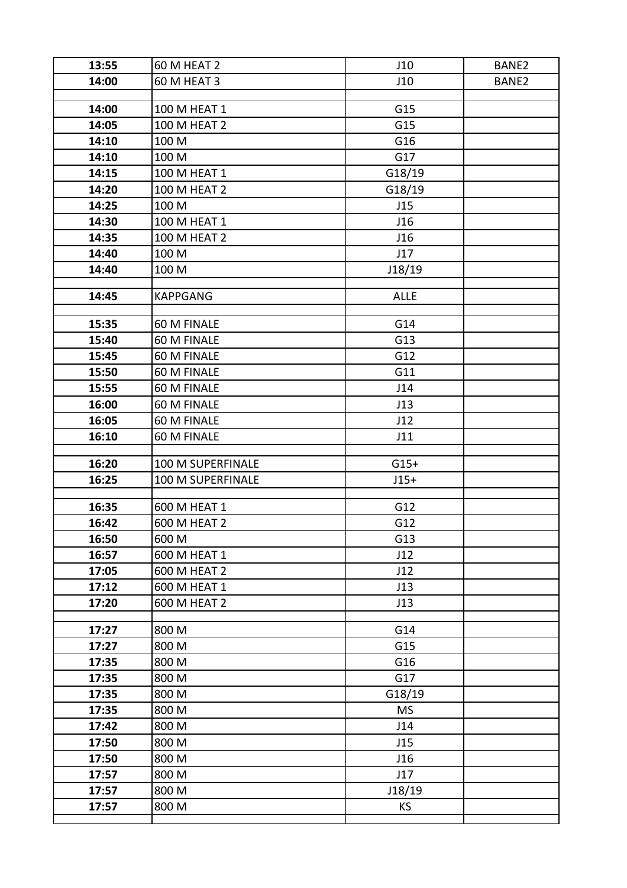| 13:55 | 60 M HEAT 2 | J10 | BANE2 |
|---|---|---|---|
| 14:00 | 60 M HEAT 3 | J10 | BANE2 |
| | | | |
| 14:00 | 100 M HEAT 1 | G15 | |
| 14:05 | 100 M HEAT 2 | G15 | |
| 14:10 | 100 M | G16 | |
| 14:10 | 100 M | G17 | |
| 14:15 | 100 M HEAT 1 | G18/19 | |
| 14:20 | 100 M HEAT 2 | G18/19 | |
| 14:25 | 100 M | J15 | |
| 14:30 | 100 M HEAT 1 | J16 | |
| 14:35 | 100 M HEAT 2 | J16 | |
| 14:40 | 100 M | J17 | |
| 14:40 | 100 M | J18/19 | |
| | | | |
| 14:45 | KAPPGANG | ALLE | |
| | | | |
| 15:35 | 60 M FINALE | G14 | |
| 15:40 | 60 M FINALE | G13 | |
| 15:45 | 60 M FINALE | G12 | |
| 15:50 | 60 M FINALE | G11 | |
| 15:55 | 60 M FINALE | J14 | |
| 16:00 | 60 M FINALE | J13 | |
| 16:05 | 60 M FINALE | J12 | |
| 16:10 | 60 M FINALE | J11 | |
| | | | |
| 16:20 | 100 M SUPERFINALE | G15+ | |
| 16:25 | 100 M SUPERFINALE | J15+ | |
| | | | |
| 16:35 | 600 M HEAT 1 | G12 | |
| 16:42 | 600 M HEAT 2 | G12 | |
| 16:50 | 600 M | G13 | |
| 16:57 | 600 M HEAT 1 | J12 | |
| 17:05 | 600 M HEAT 2 | J12 | |
| 17:12 | 600 M HEAT 1 | J13 | |
| 17:20 | 600 M HEAT 2 | J13 | |
| | | | |
| 17:27 | 800 M | G14 | |
| 17:27 | 800 M | G15 | |
| 17:35 | 800 M | G16 | |
| 17:35 | 800 M | G17 | |
| 17:35 | 800 M | G18/19 | |
| 17:35 | 800 M | MS | |
| 17:42 | 800 M | J14 | |
| 17:50 | 800 M | J15 | |
| 17:50 | 800 M | J16 | |
| 17:57 | 800 M | J17 | |
| 17:57 | 800 M | J18/19 | |
| 17:57 | 800 M | KS | |
| | | | |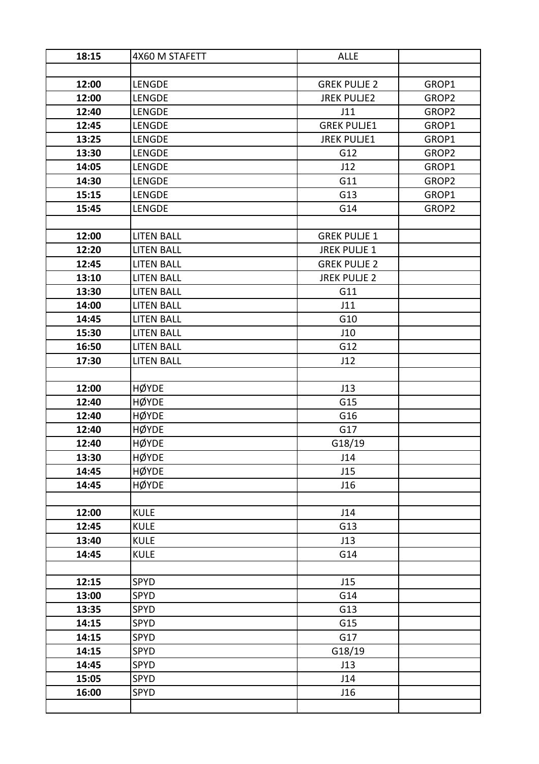| | | | |
|---|---|---|---|
| **18:15** | 4X60 M STAFETT | ALLE | |
| | | | |
| **12:00** | LENGDE | GREK PULJE 2 | GROP1 |
| **12:00** | LENGDE | JREK PULJE2 | GROP2 |
| **12:40** | LENGDE | J11 | GROP2 |
| **12:45** | LENGDE | GREK PULJE1 | GROP1 |
| **13:25** | LENGDE | JREK PULJE1 | GROP1 |
| **13:30** | LENGDE | G12 | GROP2 |
| **14:05** | LENGDE | J12 | GROP1 |
| **14:30** | LENGDE | G11 | GROP2 |
| **15:15** | LENGDE | G13 | GROP1 |
| **15:45** | LENGDE | G14 | GROP2 |
| | | | |
| **12:00** | LITEN BALL | GREK PULJE 1 | |
| **12:20** | LITEN BALL | JREK PULJE 1 | |
| **12:45** | LITEN BALL | GREK PULJE 2 | |
| **13:10** | LITEN BALL | JREK PULJE 2 | |
| **13:30** | LITEN BALL | G11 | |
| **14:00** | LITEN BALL | J11 | |
| **14:45** | LITEN BALL | G10 | |
| **15:30** | LITEN BALL | J10 | |
| **16:50** | LITEN BALL | G12 | |
| **17:30** | LITEN BALL | J12 | |
| | | | |
| **12:00** | HØYDE | J13 | |
| **12:40** | HØYDE | G15 | |
| **12:40** | HØYDE | G16 | |
| **12:40** | HØYDE | G17 | |
| **12:40** | HØYDE | G18/19 | |
| **13:30** | HØYDE | J14 | |
| **14:45** | HØYDE | J15 | |
| **14:45** | HØYDE | J16 | |
| | | | |
| **12:00** | KULE | J14 | |
| **12:45** | KULE | G13 | |
| **13:40** | KULE | J13 | |
| **14:45** | KULE | G14 | |
| | | | |
| **12:15** | SPYD | J15 | |
| **13:00** | SPYD | G14 | |
| **13:35** | SPYD | G13 | |
| **14:15** | SPYD | G15 | |
| **14:15** | SPYD | G17 | |
| **14:15** | SPYD | G18/19 | |
| **14:45** | SPYD | J13 | |
| **15:05** | SPYD | J14 | |
| **16:00** | SPYD | J16 | |
| | | | |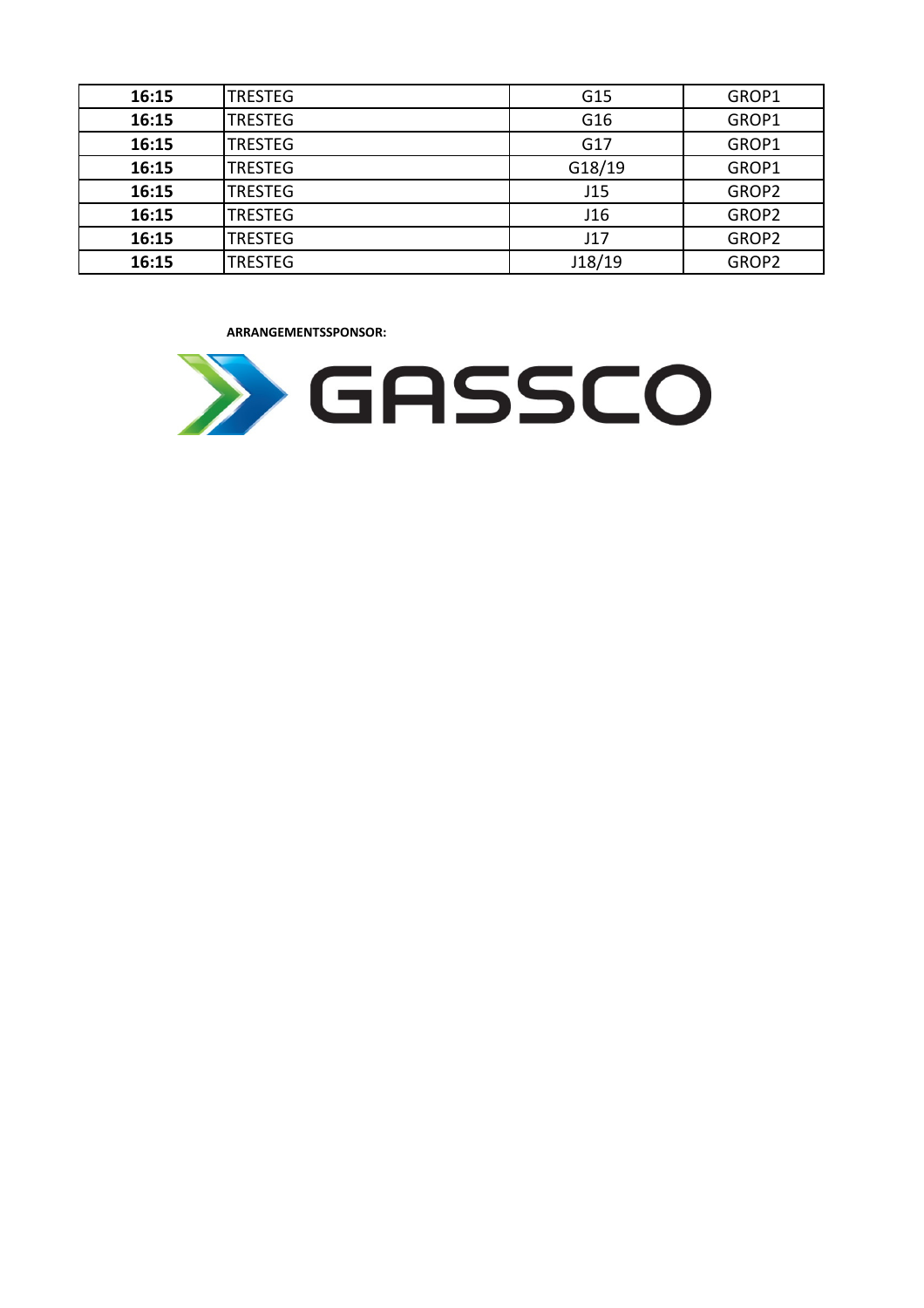| | | | |
|---|---|---|---|
| **16:15** | TRESTEG | G15 | GROP1 |
| **16:15** | TRESTEG | G16 | GROP1 |
| **16:15** | TRESTEG | G17 | GROP1 |
| **16:15** | TRESTEG | G18/19 | GROP1 |
| **16:15** | TRESTEG | J15 | GROP2 |
| **16:15** | TRESTEG | J16 | GROP2 |
| **16:15** | TRESTEG | J17 | GROP2 |
| **16:15** | TRESTEG | J18/19 | GROP2 |

**ARRANGEMENTSSPONSOR:**

GASSCO